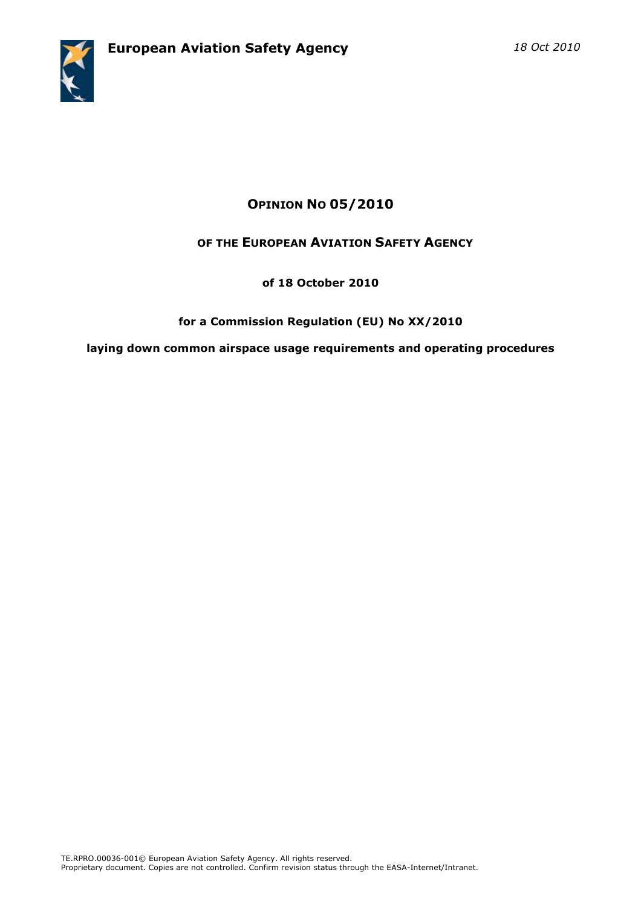**European Aviation Safety Agency**

*18 Oct 2010*

# OPINION NO 05/2010

## OF THE EUROPEAN AVIATION SAFETY AGENCY

**of 18 October 2010**

**for a Commission Regulation (EU) No XX/2010**

**laying down common airspace usage requirements and operating procedures**

TE.RPRO.00036-001© European Aviation Safety Agency. All rights reserved.
Proprietary document. Copies are not controlled. Confirm revision status through the EASA-Internet/Intranet.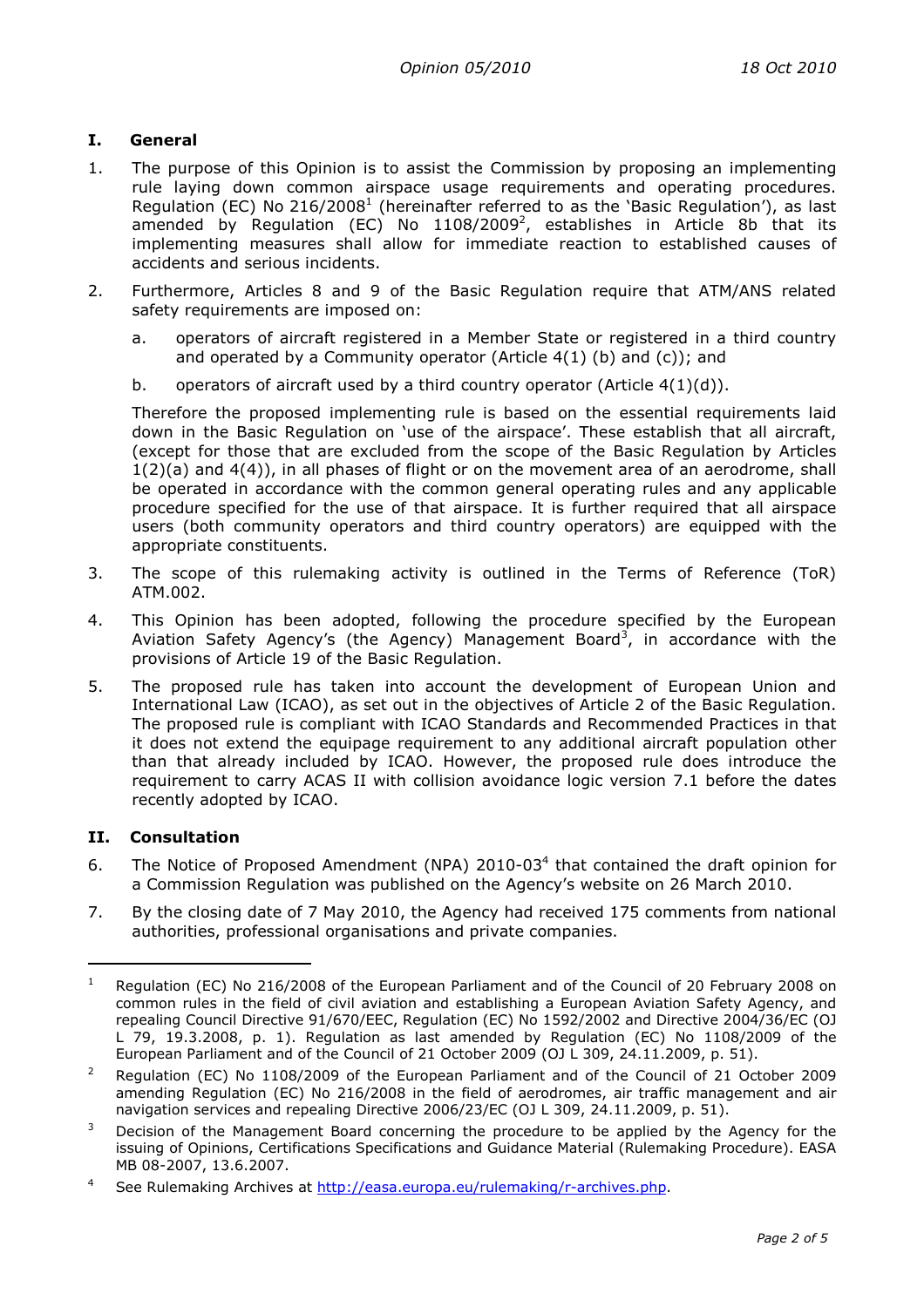## I. General

1. The purpose of this Opinion is to assist the Commission by proposing an implementing rule laying down common airspace usage requirements and operating procedures. Regulation (EC) No 216/2008[1] (hereinafter referred to as the 'Basic Regulation'), as last amended by Regulation (EC) No 1108/2009[2], establishes in Article 8b that its implementing measures shall allow for immediate reaction to established causes of accidents and serious incidents.

2. Furthermore, Articles 8 and 9 of the Basic Regulation require that ATM/ANS related safety requirements are imposed on:

   a. operators of aircraft registered in a Member State or registered in a third country and operated by a Community operator (Article 4(1) (b) and (c)); and

   b. operators of aircraft used by a third country operator (Article 4(1)(d)).

   Therefore the proposed implementing rule is based on the essential requirements laid down in the Basic Regulation on 'use of the airspace'. These establish that all aircraft, (except for those that are excluded from the scope of the Basic Regulation by Articles 1(2)(a) and 4(4)), in all phases of flight or on the movement area of an aerodrome, shall be operated in accordance with the common general operating rules and any applicable procedure specified for the use of that airspace. It is further required that all airspace users (both community operators and third country operators) are equipped with the appropriate constituents.

3. The scope of this rulemaking activity is outlined in the Terms of Reference (ToR) ATM.002.

4. This Opinion has been adopted, following the procedure specified by the European Aviation Safety Agency's (the Agency) Management Board[3], in accordance with the provisions of Article 19 of the Basic Regulation.

5. The proposed rule has taken into account the development of European Union and International Law (ICAO), as set out in the objectives of Article 2 of the Basic Regulation. The proposed rule is compliant with ICAO Standards and Recommended Practices in that it does not extend the equipage requirement to any additional aircraft population other than that already included by ICAO. However, the proposed rule does introduce the requirement to carry ACAS II with collision avoidance logic version 7.1 before the dates recently adopted by ICAO.

## II. Consultation

6. The Notice of Proposed Amendment (NPA) 2010-03[4] that contained the draft opinion for a Commission Regulation was published on the Agency's website on 26 March 2010.

7. By the closing date of 7 May 2010, the Agency had received 175 comments from national authorities, professional organisations and private companies.

---

[1] Regulation (EC) No 216/2008 of the European Parliament and of the Council of 20 February 2008 on common rules in the field of civil aviation and establishing a European Aviation Safety Agency, and repealing Council Directive 91/670/EEC, Regulation (EC) No 1592/2002 and Directive 2004/36/EC (OJ L 79, 19.3.2008, p. 1). Regulation as last amended by Regulation (EC) No 1108/2009 of the European Parliament and of the Council of 21 October 2009 (OJ L 309, 24.11.2009, p. 51).

[2] Regulation (EC) No 1108/2009 of the European Parliament and of the Council of 21 October 2009 amending Regulation (EC) No 216/2008 in the field of aerodromes, air traffic management and air navigation services and repealing Directive 2006/23/EC (OJ L 309, 24.11.2009, p. 51).

[3] Decision of the Management Board concerning the procedure to be applied by the Agency for the issuing of Opinions, Certifications Specifications and Guidance Material (Rulemaking Procedure). EASA MB 08-2007, 13.6.2007.

[4] See Rulemaking Archives at http://easa.europa.eu/rulemaking/r-archives.php.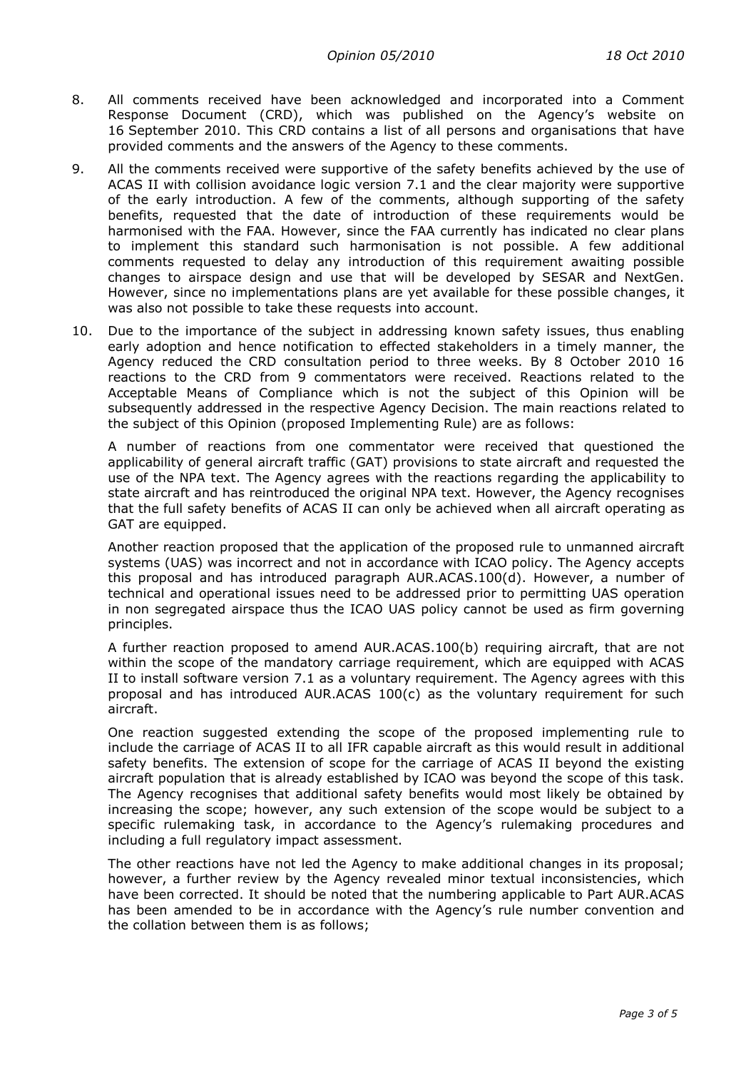8. All comments received have been acknowledged and incorporated into a Comment Response Document (CRD), which was published on the Agency's website on 16 September 2010. This CRD contains a list of all persons and organisations that have provided comments and the answers of the Agency to these comments.

9. All the comments received were supportive of the safety benefits achieved by the use of ACAS II with collision avoidance logic version 7.1 and the clear majority were supportive of the early introduction. A few of the comments, although supporting of the safety benefits, requested that the date of introduction of these requirements would be harmonised with the FAA. However, since the FAA currently has indicated no clear plans to implement this standard such harmonisation is not possible. A few additional comments requested to delay any introduction of this requirement awaiting possible changes to airspace design and use that will be developed by SESAR and NextGen. However, since no implementations plans are yet available for these possible changes, it was also not possible to take these requests into account.

10. Due to the importance of the subject in addressing known safety issues, thus enabling early adoption and hence notification to effected stakeholders in a timely manner, the Agency reduced the CRD consultation period to three weeks. By 8 October 2010 16 reactions to the CRD from 9 commentators were received. Reactions related to the Acceptable Means of Compliance which is not the subject of this Opinion will be subsequently addressed in the respective Agency Decision. The main reactions related to the subject of this Opinion (proposed Implementing Rule) are as follows:

    A number of reactions from one commentator were received that questioned the applicability of general aircraft traffic (GAT) provisions to state aircraft and requested the use of the NPA text. The Agency agrees with the reactions regarding the applicability to state aircraft and has reintroduced the original NPA text. However, the Agency recognises that the full safety benefits of ACAS II can only be achieved when all aircraft operating as GAT are equipped.

    Another reaction proposed that the application of the proposed rule to unmanned aircraft systems (UAS) was incorrect and not in accordance with ICAO policy. The Agency accepts this proposal and has introduced paragraph AUR.ACAS.100(d). However, a number of technical and operational issues need to be addressed prior to permitting UAS operation in non segregated airspace thus the ICAO UAS policy cannot be used as firm governing principles.

    A further reaction proposed to amend AUR.ACAS.100(b) requiring aircraft, that are not within the scope of the mandatory carriage requirement, which are equipped with ACAS II to install software version 7.1 as a voluntary requirement. The Agency agrees with this proposal and has introduced AUR.ACAS 100(c) as the voluntary requirement for such aircraft.

    One reaction suggested extending the scope of the proposed implementing rule to include the carriage of ACAS II to all IFR capable aircraft as this would result in additional safety benefits. The extension of scope for the carriage of ACAS II beyond the existing aircraft population that is already established by ICAO was beyond the scope of this task. The Agency recognises that additional safety benefits would most likely be obtained by increasing the scope; however, any such extension of the scope would be subject to a specific rulemaking task, in accordance to the Agency's rulemaking procedures and including a full regulatory impact assessment.

    The other reactions have not led the Agency to make additional changes in its proposal; however, a further review by the Agency revealed minor textual inconsistencies, which have been corrected. It should be noted that the numbering applicable to Part AUR.ACAS has been amended to be in accordance with the Agency's rule number convention and the collation between them is as follows;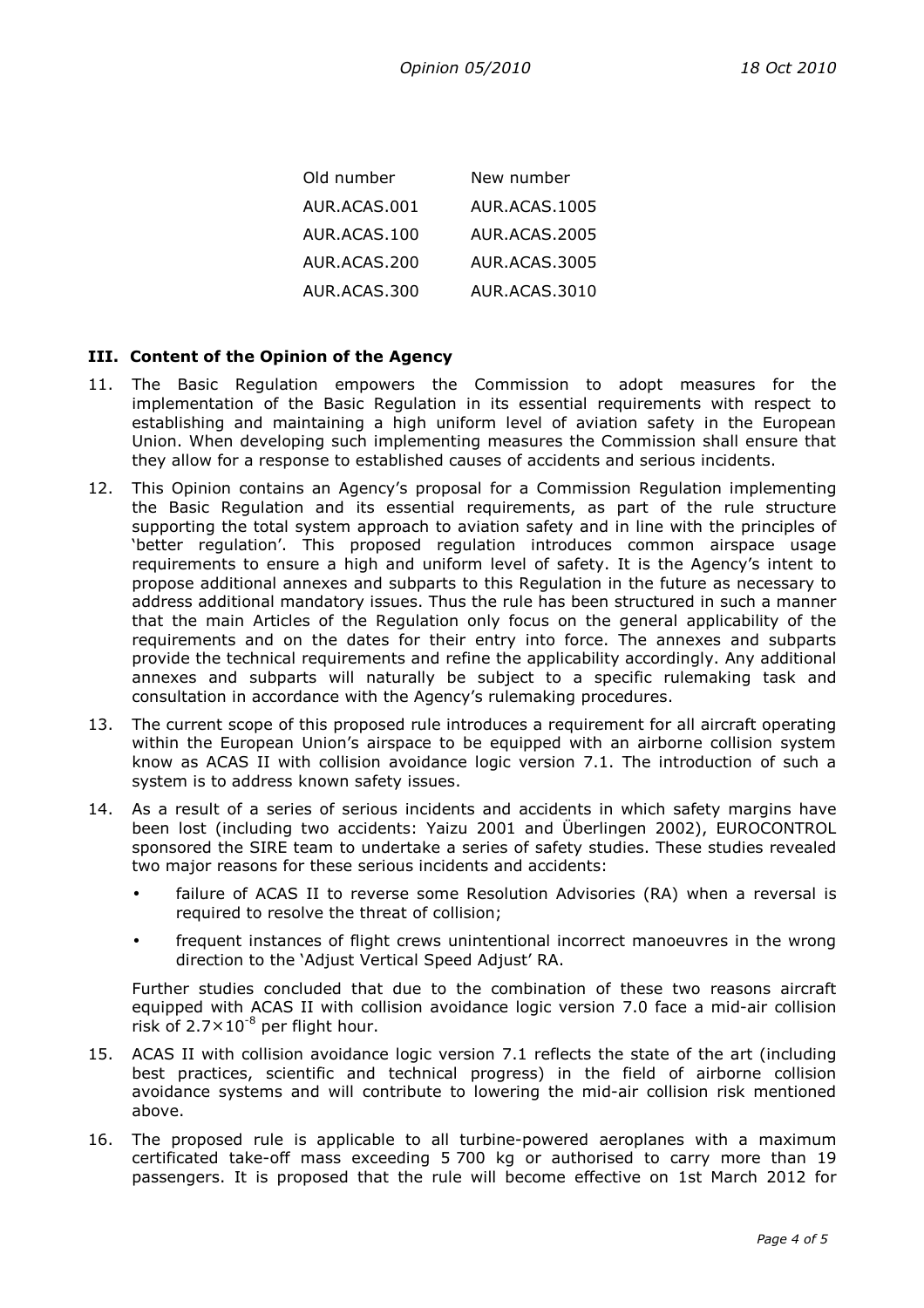| Old number | New number |
|---|---|
| AUR.ACAS.001 | AUR.ACAS.1005 |
| AUR.ACAS.100 | AUR.ACAS.2005 |
| AUR.ACAS.200 | AUR.ACAS.3005 |
| AUR.ACAS.300 | AUR.ACAS.3010 |

## III. Content of the Opinion of the Agency

11. The Basic Regulation empowers the Commission to adopt measures for the implementation of the Basic Regulation in its essential requirements with respect to establishing and maintaining a high uniform level of aviation safety in the European Union. When developing such implementing measures the Commission shall ensure that they allow for a response to established causes of accidents and serious incidents.

12. This Opinion contains an Agency's proposal for a Commission Regulation implementing the Basic Regulation and its essential requirements, as part of the rule structure supporting the total system approach to aviation safety and in line with the principles of 'better regulation'. This proposed regulation introduces common airspace usage requirements to ensure a high and uniform level of safety. It is the Agency's intent to propose additional annexes and subparts to this Regulation in the future as necessary to address additional mandatory issues. Thus the rule has been structured in such a manner that the main Articles of the Regulation only focus on the general applicability of the requirements and on the dates for their entry into force. The annexes and subparts provide the technical requirements and refine the applicability accordingly. Any additional annexes and subparts will naturally be subject to a specific rulemaking task and consultation in accordance with the Agency's rulemaking procedures.

13. The current scope of this proposed rule introduces a requirement for all aircraft operating within the European Union's airspace to be equipped with an airborne collision system know as ACAS II with collision avoidance logic version 7.1. The introduction of such a system is to address known safety issues.

14. As a result of a series of serious incidents and accidents in which safety margins have been lost (including two accidents: Yaizu 2001 and Überlingen 2002), EUROCONTROL sponsored the SIRE team to undertake a series of safety studies. These studies revealed two major reasons for these serious incidents and accidents:

    - failure of ACAS II to reverse some Resolution Advisories (RA) when a reversal is required to resolve the threat of collision;
    - frequent instances of flight crews unintentional incorrect manoeuvres in the wrong direction to the 'Adjust Vertical Speed Adjust' RA.

    Further studies concluded that due to the combination of these two reasons aircraft equipped with ACAS II with collision avoidance logic version 7.0 face a mid-air collision risk of $2.7\times10^{-8}$ per flight hour.

15. ACAS II with collision avoidance logic version 7.1 reflects the state of the art (including best practices, scientific and technical progress) in the field of airborne collision avoidance systems and will contribute to lowering the mid-air collision risk mentioned above.

16. The proposed rule is applicable to all turbine-powered aeroplanes with a maximum certificated take-off mass exceeding 5 700 kg or authorised to carry more than 19 passengers. It is proposed that the rule will become effective on 1st March 2012 for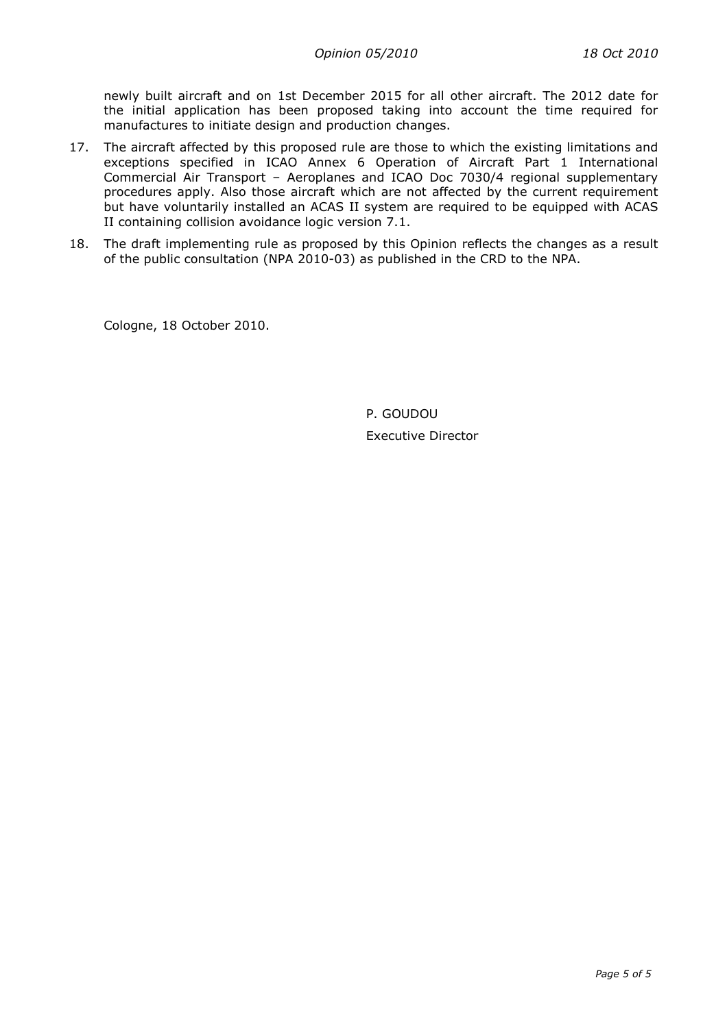newly built aircraft and on 1st December 2015 for all other aircraft. The 2012 date for the initial application has been proposed taking into account the time required for manufactures to initiate design and production changes.

17. The aircraft affected by this proposed rule are those to which the existing limitations and exceptions specified in ICAO Annex 6 Operation of Aircraft Part 1 International Commercial Air Transport – Aeroplanes and ICAO Doc 7030/4 regional supplementary procedures apply. Also those aircraft which are not affected by the current requirement but have voluntarily installed an ACAS II system are required to be equipped with ACAS II containing collision avoidance logic version 7.1.

18. The draft implementing rule as proposed by this Opinion reflects the changes as a result of the public consultation (NPA 2010-03) as published in the CRD to the NPA.

Cologne, 18 October 2010.

P. GOUDOU

Executive Director